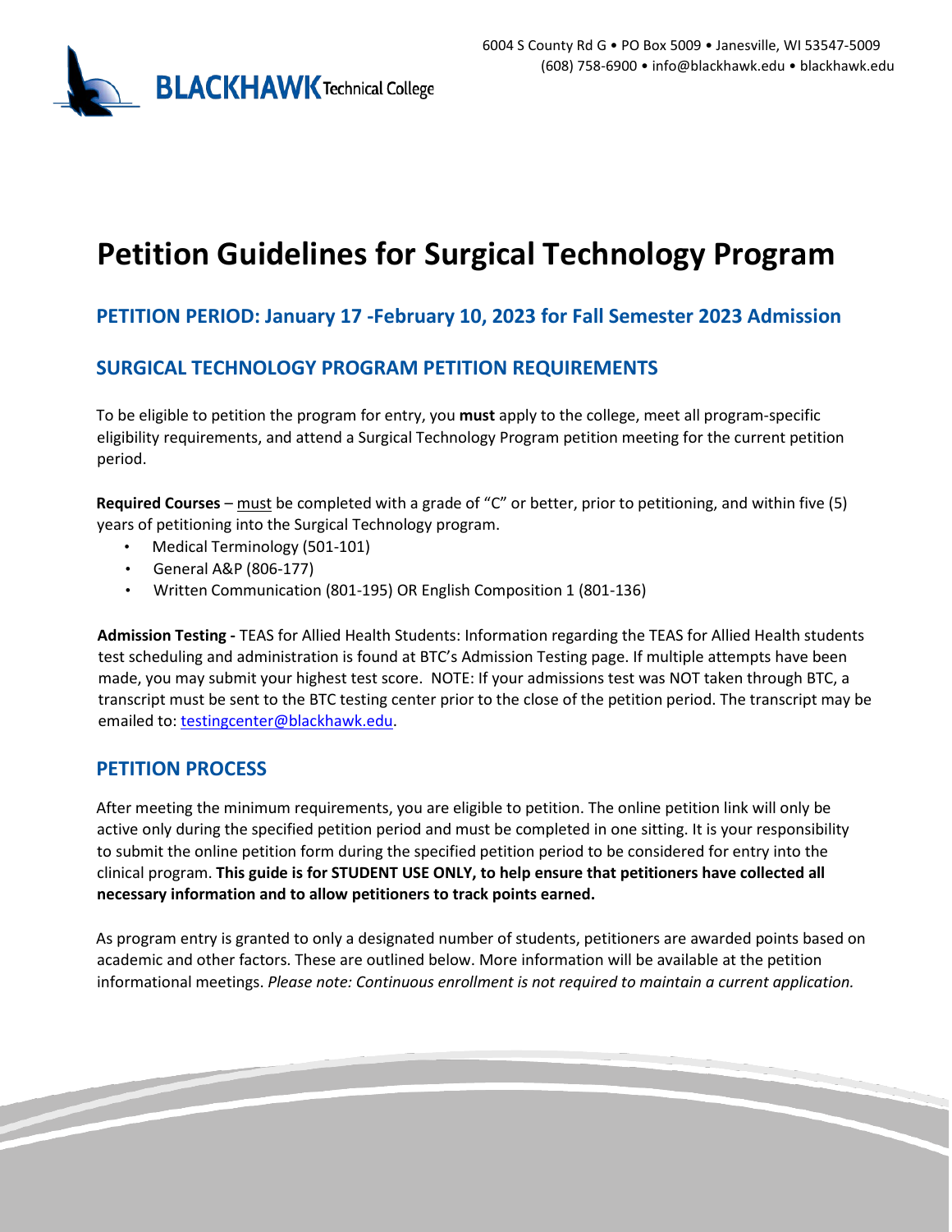6004 S County Rd G • PO Box 5009 • Janesville, WI 53547-5009
(608) 758-6900 • info@blackhawk.edu • blackhawk.edu

**BLACKHAWK** Technical College

# Petition Guidelines for Surgical Technology Program

## PETITION PERIOD: January 17 -February 10, 2023 for Fall Semester 2023 Admission

## SURGICAL TECHNOLOGY PROGRAM PETITION REQUIREMENTS

To be eligible to petition the program for entry, you **must** apply to the college, meet all program-specific eligibility requirements, and attend a Surgical Technology Program petition meeting for the current petition period.

**Required Courses** – must be completed with a grade of "C" or better, prior to petitioning, and within five (5) years of petitioning into the Surgical Technology program.

- Medical Terminology (501-101)
- General A&P (806-177)
- Written Communication (801-195) OR English Composition 1 (801-136)

**Admission Testing -** TEAS for Allied Health Students: Information regarding the TEAS for Allied Health students test scheduling and administration is found at BTC's Admission Testing page. If multiple attempts have been made, you may submit your highest test score. NOTE: If your admissions test was NOT taken through BTC, a transcript must be sent to the BTC testing center prior to the close of the petition period. The transcript may be emailed to: testingcenter@blackhawk.edu.

## PETITION PROCESS

After meeting the minimum requirements, you are eligible to petition. The online petition link will only be active only during the specified petition period and must be completed in one sitting. It is your responsibility to submit the online petition form during the specified petition period to be considered for entry into the clinical program. **This guide is for STUDENT USE ONLY, to help ensure that petitioners have collected all necessary information and to allow petitioners to track points earned.**

As program entry is granted to only a designated number of students, petitioners are awarded points based on academic and other factors. These are outlined below. More information will be available at the petition informational meetings. *Please note: Continuous enrollment is not required to maintain a current application.*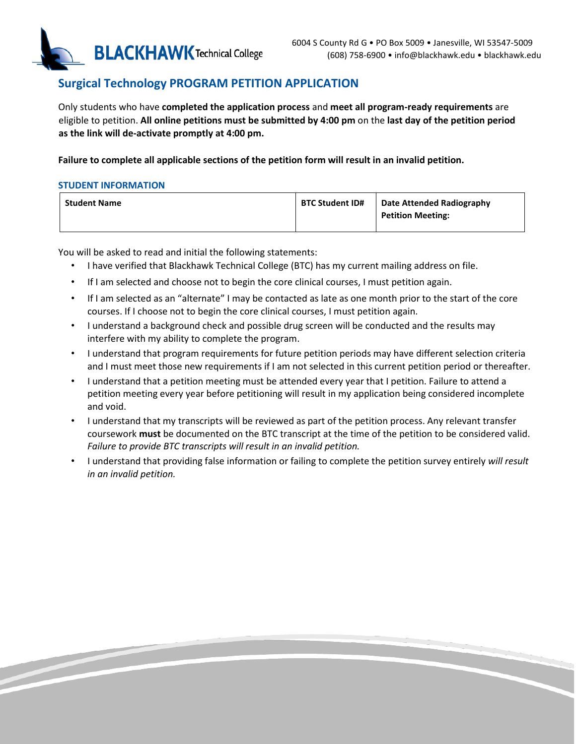BLACKHAWK Technical College

6004 S County Rd G • PO Box 5009 • Janesville, WI 53547-5009
(608) 758-6900 • info@blackhawk.edu • blackhawk.edu

## Surgical Technology PROGRAM PETITION APPLICATION

Only students who have **completed the application process** and **meet all program-ready requirements** are eligible to petition. **All online petitions must be submitted by 4:00 pm** on the **last day of the petition period as the link will de-activate promptly at 4:00 pm.**

**Failure to complete all applicable sections of the petition form will result in an invalid petition.**

### STUDENT INFORMATION

| Student Name | BTC Student ID# | Date Attended Radiography Petition Meeting: |
|---|---|---|
| | | |

You will be asked to read and initial the following statements:

- I have verified that Blackhawk Technical College (BTC) has my current mailing address on file.
- If I am selected and choose not to begin the core clinical courses, I must petition again.
- If I am selected as an "alternate" I may be contacted as late as one month prior to the start of the core courses. If I choose not to begin the core clinical courses, I must petition again.
- I understand a background check and possible drug screen will be conducted and the results may interfere with my ability to complete the program.
- I understand that program requirements for future petition periods may have different selection criteria and I must meet those new requirements if I am not selected in this current petition period or thereafter.
- I understand that a petition meeting must be attended every year that I petition. Failure to attend a petition meeting every year before petitioning will result in my application being considered incomplete and void.
- I understand that my transcripts will be reviewed as part of the petition process. Any relevant transfer coursework **must** be documented on the BTC transcript at the time of the petition to be considered valid. *Failure to provide BTC transcripts will result in an invalid petition.*
- I understand that providing false information or failing to complete the petition survey entirely *will result in an invalid petition.*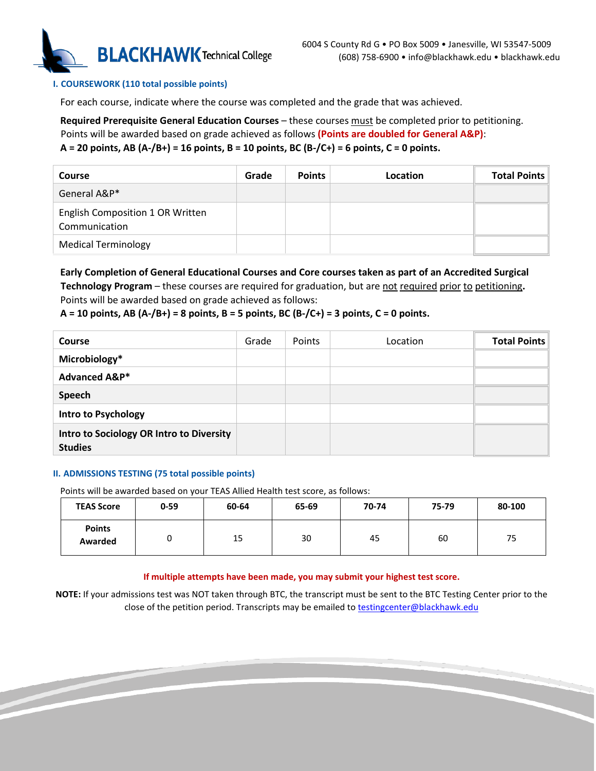### I. COURSEWORK (110 total possible points)

For each course, indicate where the course was completed and the grade that was achieved.

**Required Prerequisite General Education Courses** – these courses must be completed prior to petitioning. Points will be awarded based on grade achieved as follows **(Points are doubled for General A&P)**:

**A = 20 points, AB (A-/B+) = 16 points, B = 10 points, BC (B-/C+) = 6 points, C = 0 points.**

| Course | Grade | Points | Location | Total Points |
|---|---|---|---|---|
| General A&P* | | | | |
| English Composition 1 OR Written Communication | | | | |
| Medical Terminology | | | | |

**Early Completion of General Educational Courses and Core courses taken as part of an Accredited Surgical Technology Program** – these courses are required for graduation, but are not required prior to petitioning. Points will be awarded based on grade achieved as follows:

**A = 10 points, AB (A-/B+) = 8 points, B = 5 points, BC (B-/C+) = 3 points, C = 0 points.**

| Course | Grade | Points | Location | Total Points |
|---|---|---|---|---|
| **Microbiology*** | | | | |
| **Advanced A&P*** | | | | |
| **Speech** | | | | |
| **Intro to Psychology** | | | | |
| **Intro to Sociology OR Intro to Diversity Studies** | | | | |

### II. ADMISSIONS TESTING (75 total possible points)

Points will be awarded based on your TEAS Allied Health test score, as follows:

| TEAS Score | 0-59 | 60-64 | 65-69 | 70-74 | 75-79 | 80-100 |
|---|---|---|---|---|---|---|
| **Points Awarded** | 0 | 15 | 30 | 45 | 60 | 75 |

**If multiple attempts have been made, you may submit your highest test score.**

**NOTE:** If your admissions test was NOT taken through BTC, the transcript must be sent to the BTC Testing Center prior to the close of the petition period. Transcripts may be emailed to testingcenter@blackhawk.edu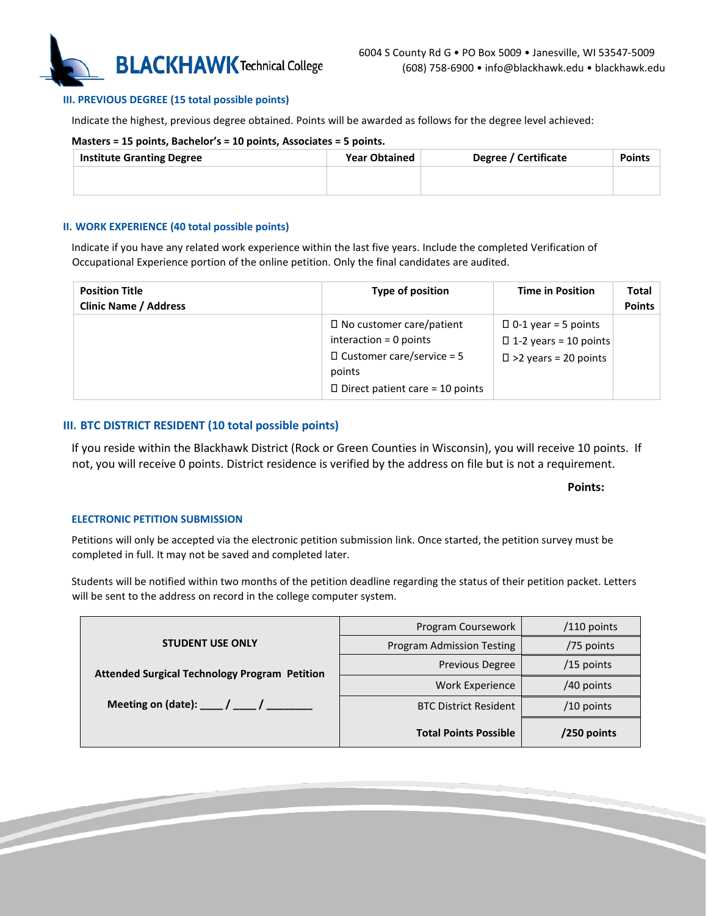### III. PREVIOUS DEGREE (15 total possible points)

Indicate the highest, previous degree obtained. Points will be awarded as follows for the degree level achieved:

**Masters = 15 points, Bachelor's = 10 points, Associates = 5 points.**

| Institute Granting Degree | Year Obtained | Degree / Certificate | Points |
|---|---|---|---|
| | | | |

### II. WORK EXPERIENCE (40 total possible points)

Indicate if you have any related work experience within the last five years. Include the completed Verification of Occupational Experience portion of the online petition. Only the final candidates are audited.

| Position Title<br>Clinic Name / Address | Type of position | Time in Position | Total Points |
|---|---|---|---|
| | ☐ No customer care/patient interaction = 0 points<br>☐ Customer care/service = 5 points<br>☐ Direct patient care = 10 points | ☐ 0-1 year = 5 points<br>☐ 1-2 years = 10 points<br>☐ >2 years = 20 points | |

### III. BTC DISTRICT RESIDENT (10 total possible points)

If you reside within the Blackhawk District (Rock or Green Counties in Wisconsin), you will receive 10 points. If not, you will receive 0 points. District residence is verified by the address on file but is not a requirement.

**Points:**

### ELECTRONIC PETITION SUBMISSION

Petitions will only be accepted via the electronic petition submission link. Once started, the petition survey must be completed in full. It may not be saved and completed later.

Students will be notified within two months of the petition deadline regarding the status of their petition packet. Letters will be sent to the address on record in the college computer system.

| **STUDENT USE ONLY**<br><br>**Attended Surgical Technology Program Petition**<br><br>**Meeting on (date): \_\_\_\_ / \_\_\_\_ / \_\_\_\_\_\_\_\_** | | |
|---|---|---|
| | Program Coursework | /110 points |
| | Program Admission Testing | /75 points |
| | Previous Degree | /15 points |
| | Work Experience | /40 points |
| | BTC District Resident | /10 points |
| | **Total Points Possible** | **/250 points** |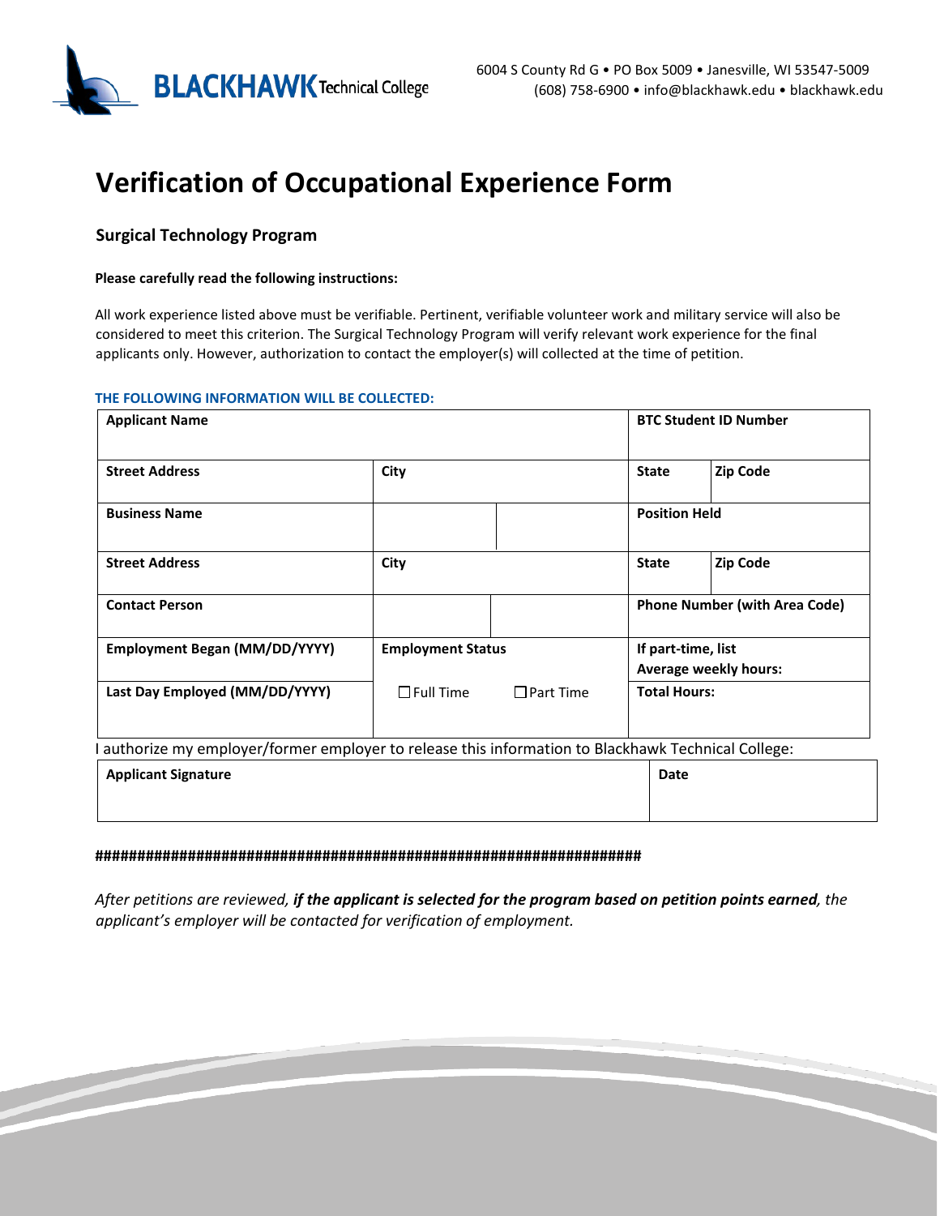6004 S County Rd G • PO Box 5009 • Janesville, WI 53547-5009
(608) 758-6900 • info@blackhawk.edu • blackhawk.edu

# Verification of Occupational Experience Form

### Surgical Technology Program

**Please carefully read the following instructions:**

All work experience listed above must be verifiable. Pertinent, verifiable volunteer work and military service will also be considered to meet this criterion. The Surgical Technology Program will verify relevant work experience for the final applicants only. However, authorization to contact the employer(s) will collected at the time of petition.

**THE FOLLOWING INFORMATION WILL BE COLLECTED:**

| | | | | |
|---|---|---|---|---|
| **Applicant Name** | | | **BTC Student ID Number** | |
| **Street Address** | **City** | | **State** | **Zip Code** |
| **Business Name** | | | **Position Held** | |
| **Street Address** | **City** | | **State** | **Zip Code** |
| **Contact Person** | | | **Phone Number (with Area Code)** | |
| **Employment Began (MM/DD/YYYY)** | **Employment Status** | | **If part-time, list Average weekly hours:** | |
| **Last Day Employed (MM/DD/YYYY)** | ☐ Full Time | ☐ Part Time | **Total Hours:** | |

I authorize my employer/former employer to release this information to Blackhawk Technical College:

| | |
|---|---|
| **Applicant Signature** | **Date** |

**########################################################################**

*After petitions are reviewed, **if the applicant is selected for the program based on petition points earned**, the applicant's employer will be contacted for verification of employment.*